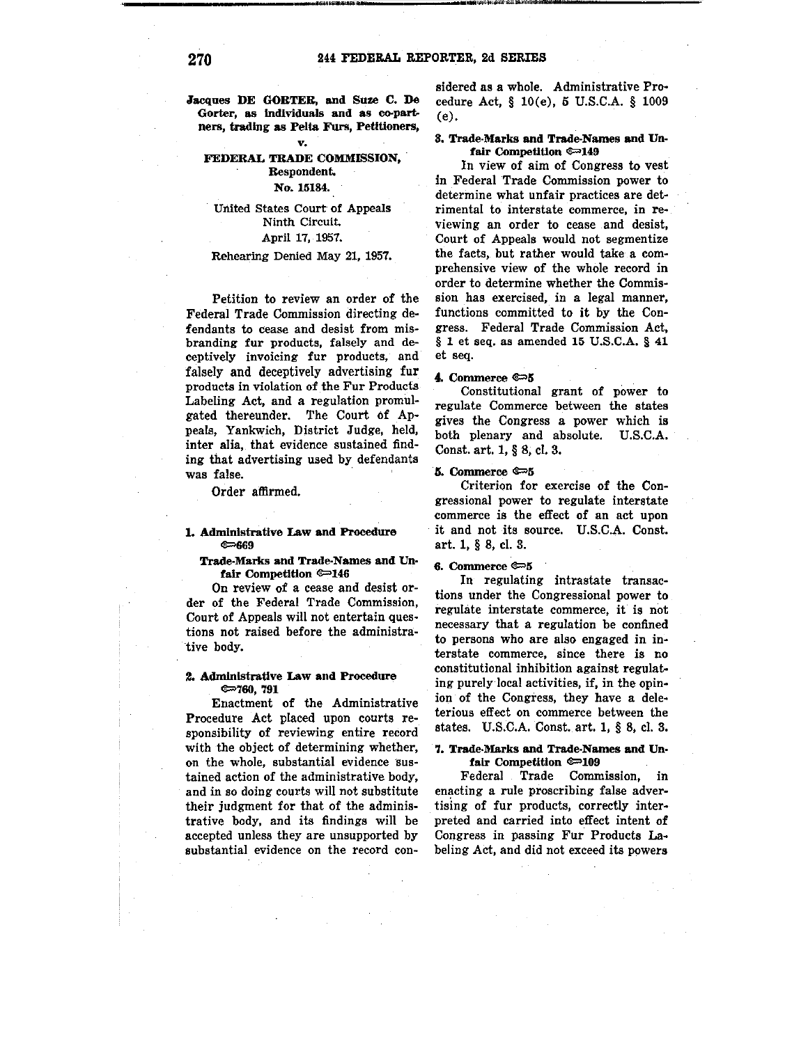**Jacques DE GORTER, and Suze C. De Gorter, as individuals and as co-partners, trading as Pelta Furs, Petitioners,**

**v.**

**FEDERAL TRADE COMMISSION, Respondent.**

**No. 15184.**

United States Court of Appeals Ninth Circuit.

April 17, 1957.

Rehearing Denied May 21, 1957.

Petition to review an order of the Federal Trade Commission directing defendants to cease and desist from misbranding fur products, falsely and deceptively invoicing fur products, and falsely and deceptively advertising fur products in violation of the Fur Products Labeling Act, and a regulation promulgated thereunder. The Court of Appeals, Yankwich, District Judge, held, inter alia, that evidence sustained finding that advertising used by defendants was false.

Order affirmed.

**1. Administrative Law and Procedure ⚷669**

**Trade-Marks and Trade-Names and Unfair Competition ⚷146**

On review of a cease and desist order of the Federal Trade Commission, Court of Appeals will not entertain questions not raised before the administrative body.

**2. Administrative Law and Procedure ⚷760, 791**

Enactment of the Administrative Procedure Act placed upon courts responsibility of reviewing entire record with the object of determining whether, on the whole, substantial evidence sustained action of the administrative body, and in so doing courts will not substitute their judgment for that of the administrative body, and its findings will be accepted unless they are unsupported by substantial evidence on the record considered as a whole. Administrative Procedure Act, § 10(e), 5 U.S.C.A. § 1009 (e).

**3. Trade-Marks and Trade-Names and Unfair Competition ⚷149**

In view of aim of Congress to vest in Federal Trade Commission power to determine what unfair practices are detrimental to interstate commerce, in reviewing an order to cease and desist, Court of Appeals would not segmentize the facts, but rather would take a comprehensive view of the whole record in order to determine whether the Commission has exercised, in a legal manner, functions committed to it by the Congress. Federal Trade Commission Act, § 1 et seq. as amended 15 U.S.C.A. § 41 et seq.

**4. Commerce ⚷5**

Constitutional grant of power to regulate Commerce between the states gives the Congress a power which is both plenary and absolute. U.S.C.A. Const. art. 1, § 8, cl. 3.

**5. Commerce ⚷5**

Criterion for exercise of the Congressional power to regulate interstate commerce is the effect of an act upon it and not its source. U.S.C.A. Const. art. 1, § 8, cl. 3.

**6. Commerce ⚷5**

In regulating intrastate transactions under the Congressional power to regulate interstate commerce, it is not necessary that a regulation be confined to persons who are also engaged in interstate commerce, since there is no constitutional inhibition against regulating purely local activities, if, in the opinion of the Congress, they have a deleterious effect on commerce between the states. U.S.C.A. Const. art. 1, § 8, cl. 3.

**7. Trade-Marks and Trade-Names and Unfair Competition ⚷109**

Federal Trade Commission, in enacting a rule proscribing false advertising of fur products, correctly interpreted and carried into effect intent of Congress in passing Fur Products Labeling Act, and did not exceed its powers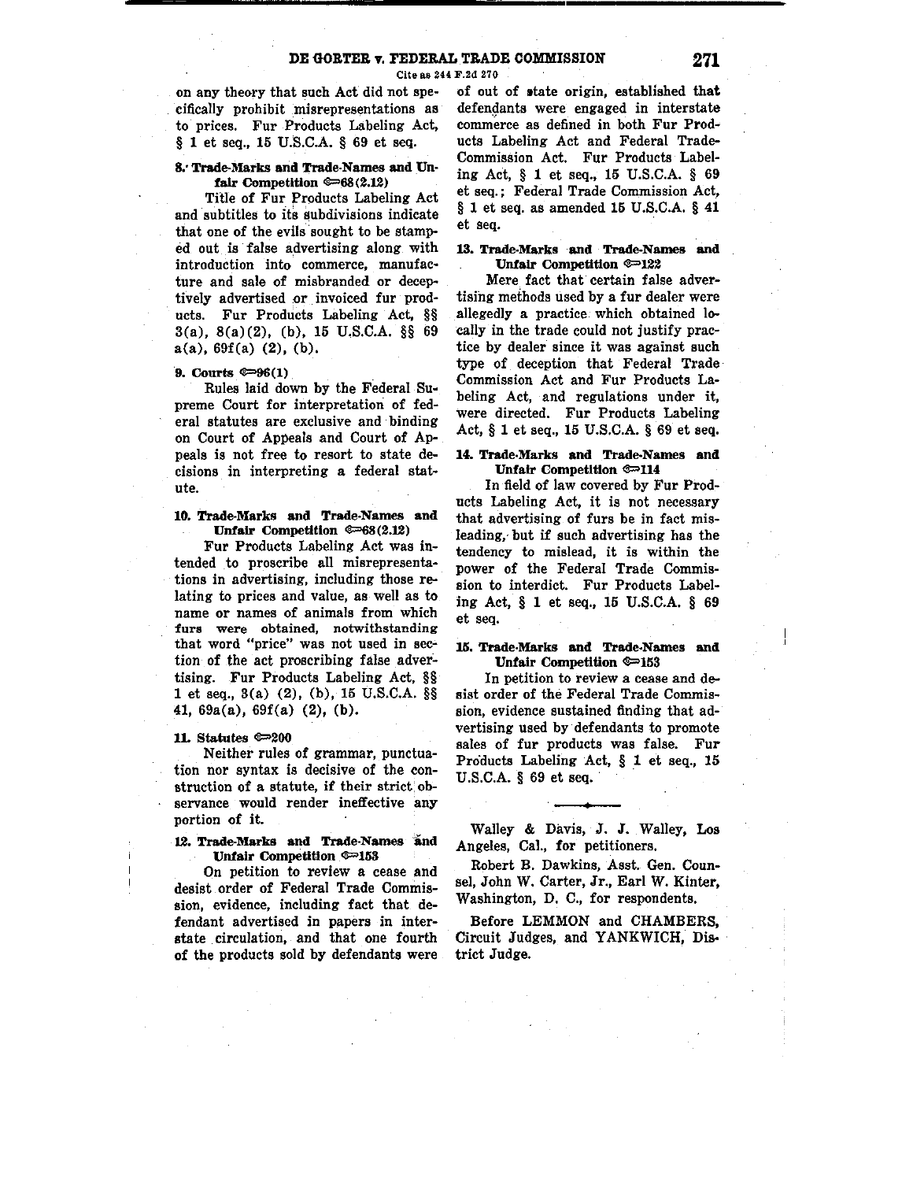on any theory that such Act did not specifically prohibit misrepresentations as to prices. Fur Products Labeling Act, § 1 et seq., 15 U.S.C.A. § 69 et seq.

**8. Trade-Marks and Trade-Names and Unfair Competition ⚷68(2.12)**

Title of Fur Products Labeling Act and subtitles to its subdivisions indicate that one of the evils sought to be stamped out is false advertising along with introduction into commerce, manufacture and sale of misbranded or deceptively advertised or invoiced fur products. Fur Products Labeling Act, §§ 3(a), 8(a)(2), (b), 15 U.S.C.A. §§ 69 a(a), 69f(a) (2), (b).

**9. Courts ⚷96(1)**

Rules laid down by the Federal Supreme Court for interpretation of federal statutes are exclusive and binding on Court of Appeals and Court of Appeals is not free to resort to state decisions in interpreting a federal statute.

**10. Trade-Marks and Trade-Names and Unfair Competition ⚷68(2.12)**

Fur Products Labeling Act was intended to proscribe all misrepresentations in advertising, including those relating to prices and value, as well as to name or names of animals from which furs were obtained, notwithstanding that word "price" was not used in section of the act proscribing false advertising. Fur Products Labeling Act, §§ 1 et seq., 3(a) (2), (b), 15 U.S.C.A. §§ 41, 69a(a), 69f(a) (2), (b).

**11. Statutes ⚷200**

Neither rules of grammar, punctuation nor syntax is decisive of the construction of a statute, if their strict observance would render ineffective any portion of it.

**12. Trade-Marks and Trade-Names and Unfair Competition ⚷153**

On petition to review a cease and desist order of Federal Trade Commission, evidence, including fact that defendant advertised in papers in interstate circulation, and that one fourth of the products sold by defendants were of out of state origin, established that defendants were engaged in interstate commerce as defined in both Fur Products Labeling Act and Federal Trade Commission Act. Fur Products Labeling Act, § 1 et seq., 15 U.S.C.A. § 69 et seq.; Federal Trade Commission Act, § 1 et seq. as amended 15 U.S.C.A. § 41 et seq.

**13. Trade-Marks and Trade-Names and Unfair Competition ⚷122**

Mere fact that certain false advertising methods used by a fur dealer were allegedly a practice which obtained locally in the trade could not justify practice by dealer since it was against such type of deception that Federal Trade Commission Act and Fur Products Labeling Act, and regulations under it, were directed. Fur Products Labeling Act, § 1 et seq., 15 U.S.C.A. § 69 et seq.

**14. Trade-Marks and Trade-Names and Unfair Competition ⚷114**

In field of law covered by Fur Products Labeling Act, it is not necessary that advertising of furs be in fact misleading, but if such advertising has the tendency to mislead, it is within the power of the Federal Trade Commission to interdict. Fur Products Labeling Act, § 1 et seq., 15 U.S.C.A. § 69 et seq.

**15. Trade-Marks and Trade-Names and Unfair Competition ⚷153**

In petition to review a cease and desist order of the Federal Trade Commission, evidence sustained finding that advertising used by defendants to promote sales of fur products was false. Fur Products Labeling Act, § 1 et seq., 15 U.S.C.A. § 69 et seq.

---

Walley & Davis, J. J. Walley, Los Angeles, Cal., for petitioners.

Robert B. Dawkins, Asst. Gen. Counsel, John W. Carter, Jr., Earl W. Kinter, Washington, D. C., for respondents.

Before LEMMON and CHAMBERS, Circuit Judges, and YANKWICH, District Judge.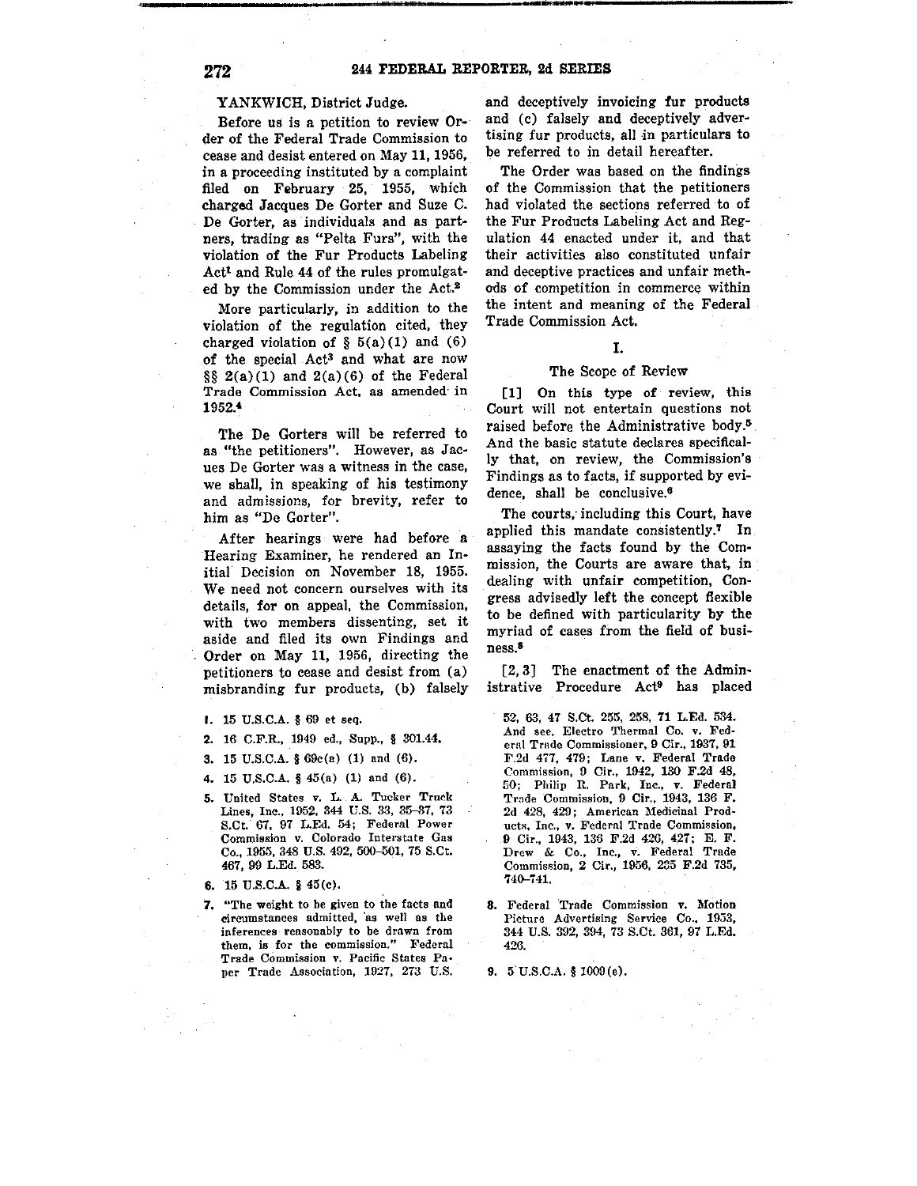YANKWICH, District Judge.

Before us is a petition to review Order of the Federal Trade Commission to cease and desist entered on May 11, 1956, in a proceeding instituted by a complaint filed on February 25, 1955, which charged Jacques De Gorter and Suze C. De Gorter, as individuals and as partners, trading as "Pelta Furs", with the violation of the Fur Products Labeling Act[1] and Rule 44 of the rules promulgated by the Commission under the Act.[2]

More particularly, in addition to the violation of the regulation cited, they charged violation of § 5(a)(1) and (6) of the special Act[3] and what are now §§ 2(a)(1) and 2(a)(6) of the Federal Trade Commission Act, as amended in 1952.[4]

The De Gorters will be referred to as "the petitioners". However, as Jacques De Gorter was a witness in the case, we shall, in speaking of his testimony and admissions, for brevity, refer to him as "De Gorter".

After hearings were had before a Hearing Examiner, he rendered an Initial Decision on November 18, 1955. We need not concern ourselves with its details, for on appeal, the Commission, with two members dissenting, set it aside and filed its own Findings and Order on May 11, 1956, directing the petitioners to cease and desist from (a) misbranding fur products, (b) falsely and deceptively invoicing fur products and (c) falsely and deceptively advertising fur products, all in particulars to be referred to in detail hereafter.

The Order was based on the findings of the Commission that the petitioners had violated the sections referred to of the Fur Products Labeling Act and Regulation 44 enacted under it, and that their activities also constituted unfair and deceptive practices and unfair methods of competition in commerce within the intent and meaning of the Federal Trade Commission Act.

## I.

### The Scope of Review

[1] On this type of review, this Court will not entertain questions not raised before the Administrative body.[5] And the basic statute declares specifically that, on review, the Commission's Findings as to facts, if supported by evidence, shall be conclusive.[6]

The courts, including this Court, have applied this mandate consistently.[7] In assaying the facts found by the Commission, the Courts are aware that, in dealing with unfair competition, Congress advisedly left the concept flexible to be defined with particularity by the myriad of cases from the field of business.[8]

[2, 3] The enactment of the Administrative Procedure Act[9] has placed

---

1. 15 U.S.C.A. § 69 et seq.

2. 16 C.F.R., 1949 ed., Supp., § 301.44.

3. 15 U.S.C.A. § 69c(a) (1) and (6).

4. 15 U.S.C.A. § 45(a) (1) and (6).

5. United States v. L. A. Tucker Truck Lines, Inc., 1952, 344 U.S. 33, 35–37, 73 S.Ct. 67, 97 L.Ed. 54; Federal Power Commission v. Colorado Interstate Gas Co., 1955, 348 U.S. 492, 500–501, 75 S.Ct. 467, 99 L.Ed. 583.

6. 15 U.S.C.A. § 45(c).

7. "The weight to be given to the facts and circumstances admitted, as well as the inferences reasonably to be drawn from them, is for the commission." Federal Trade Commission v. Pacific States Paper Trade Association, 1927, 273 U.S. 52, 63, 47 S.Ct. 255, 258, 71 L.Ed. 534. And see, Electro Thermal Co. v. Federal Trade Commissioner, 9 Cir., 1937, 91 F.2d 477, 479; Lane v. Federal Trade Commission, 9 Cir., 1942, 130 F.2d 48, 50; Philip R. Park, Inc., v. Federal Trade Commission, 9 Cir., 1943, 136 F.2d 428, 429; American Medicinal Products, Inc., v. Federal Trade Commission, 9 Cir., 1943, 136 F.2d 426, 427; E. F. Drew & Co., Inc., v. Federal Trade Commission, 2 Cir., 1956, 235 F.2d 735, 740–741.

8. Federal Trade Commission v. Motion Picture Advertising Service Co., 1953, 344 U.S. 392, 394, 73 S.Ct. 361, 97 L.Ed. 426.

9. 5 U.S.C.A. § 1009(e).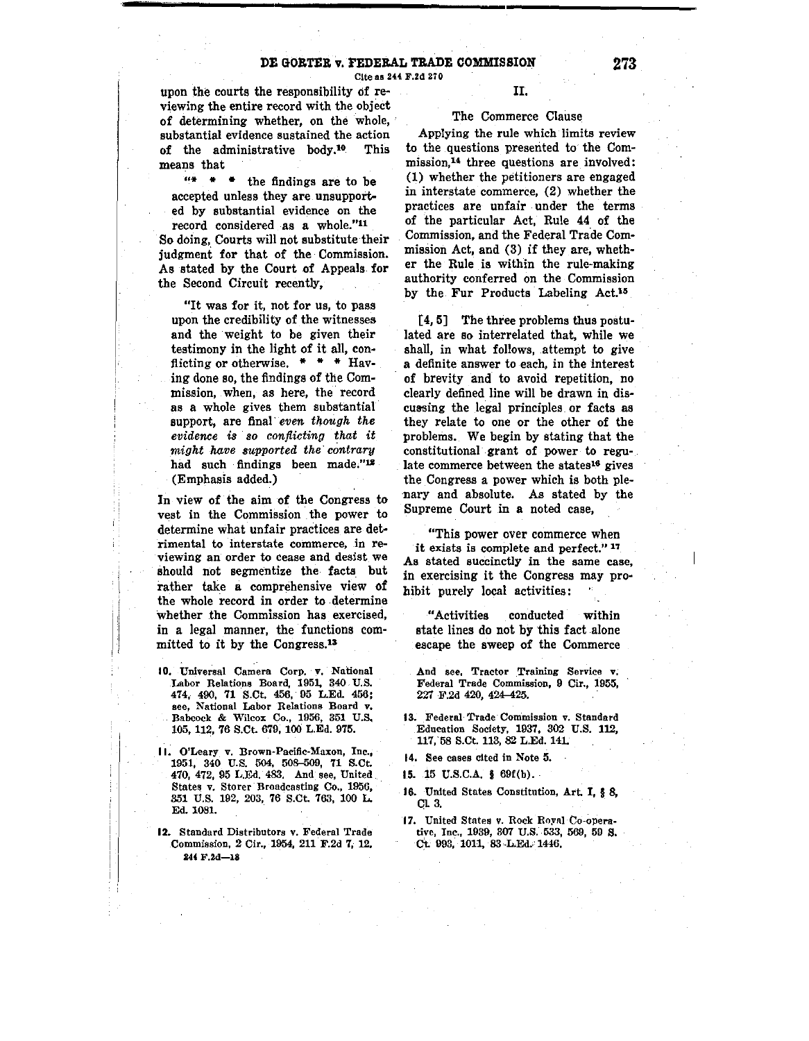upon the courts the responsibility of reviewing the entire record with the object of determining whether, on the whole, substantial evidence sustained the action of the administrative body.[10] This means that

> "\* \* \* the findings are to be accepted unless they are unsupported by substantial evidence on the record considered as a whole."[11]

So doing, Courts will not substitute their judgment for that of the Commission. As stated by the Court of Appeals for the Second Circuit recently,

> "It was for it, not for us, to pass upon the credibility of the witnesses and the weight to be given their testimony in the light of it all, conflicting or otherwise. \* \* \* Having done so, the findings of the Commission, when, as here, the record as a whole gives them substantial support, are final *even though the evidence is so conflicting that it might have supported the contrary* had such findings been made."[12] (Emphasis added.)

In view of the aim of the Congress to vest in the Commission the power to determine what unfair practices are detrimental to interstate commerce, in reviewing an order to cease and desist we should not segmentize the facts but rather take a comprehensive view of the whole record in order to determine whether the Commission has exercised, in a legal manner, the functions committed to it by the Congress.[13]

## II.

### The Commerce Clause

Applying the rule which limits review to the questions presented to the Commission,[14] three questions are involved: (1) whether the petitioners are engaged in interstate commerce, (2) whether the practices are unfair under the terms of the particular Act, Rule 44 of the Commission, and the Federal Trade Commission Act, and (3) if they are, whether the Rule is within the rule-making authority conferred on the Commission by the Fur Products Labeling Act.[15]

[4, 5] The three problems thus postulated are so interrelated that, while we shall, in what follows, attempt to give a definite answer to each, in the interest of brevity and to avoid repetition, no clearly defined line will be drawn in discussing the legal principles or facts as they relate to one or the other of the problems. We begin by stating that the constitutional grant of power to regulate commerce between the states[16] gives the Congress a power which is both plenary and absolute. As stated by the Supreme Court in a noted case,

> "This power over commerce when it exists is complete and perfect."[17]

As stated succinctly in the same case, in exercising it the Congress may prohibit purely local activities:

> "Activities conducted within state lines do not by this fact alone escape the sweep of the Commerce

---

10. Universal Camera Corp. v. National Labor Relations Board, 1951, 340 U.S. 474, 490, 71 S.Ct. 456, 95 L.Ed. 456; see, National Labor Relations Board v. Babcock & Wilcox Co., 1956, 351 U.S. 105, 112, 76 S.Ct. 679, 100 L.Ed. 975.

11. O'Leary v. Brown-Pacific-Maxon, Inc., 1951, 340 U.S. 504, 508–509, 71 S.Ct. 470, 472, 95 L.Ed. 483. And see, United States v. Storer Broadcasting Co., 1956, 351 U.S. 192, 203, 76 S.Ct. 763, 100 L.Ed. 1081.

12. Standard Distributors v. Federal Trade Commission, 2 Cir., 1954, 211 F.2d 7, 12. And see, Tractor Training Service v. Federal Trade Commission, 9 Cir., 1955, 227 F.2d 420, 424–425.

13. Federal Trade Commission v. Standard Education Society, 1937, 302 U.S. 112, 117, 58 S.Ct. 113, 82 L.Ed. 141.

14. See cases cited in Note 5.

15. 15 U.S.C.A. § 69f(b).

16. United States Constitution, Art. I, § 8, Cl. 3.

17. United States v. Rock Royal Co-operative, Inc., 1939, 307 U.S. 533, 569, 59 S.Ct. 993, 1011, 83 L.Ed. 1446.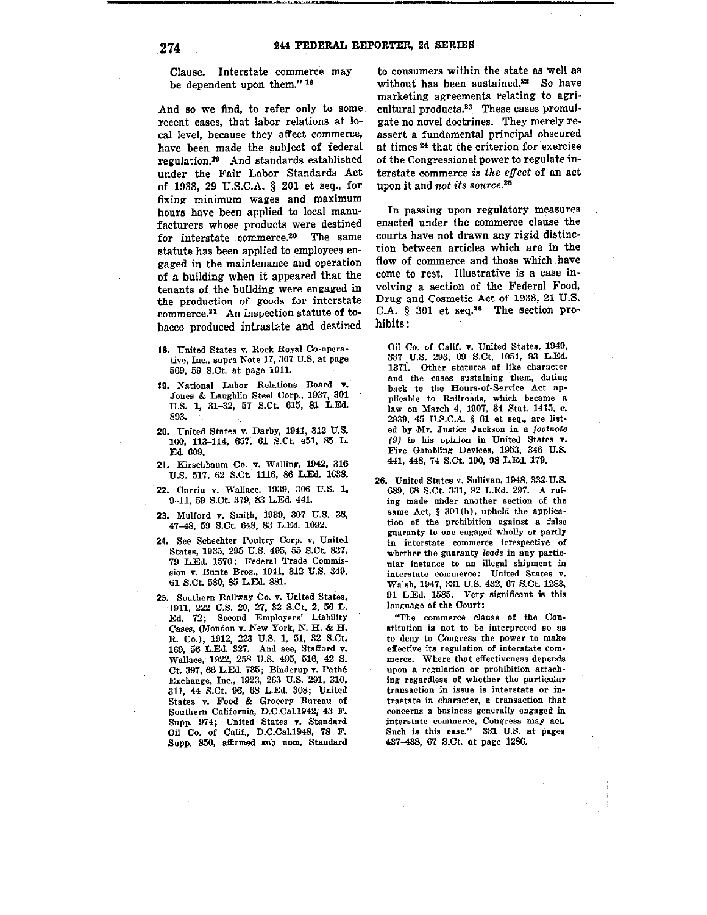Clause. Interstate commerce may be dependent upon them." [18]

And so we find, to refer only to some recent cases, that labor relations at local level, because they affect commerce, have been made the subject of federal regulation.[19] And standards established under the Fair Labor Standards Act of 1938, 29 U.S.C.A. § 201 et seq., for fixing minimum wages and maximum hours have been applied to local manufacturers whose products were destined for interstate commerce.[20] The same statute has been applied to employees engaged in the maintenance and operation of a building when it appeared that the tenants of the building were engaged in the production of goods for interstate commerce.[21] An inspection statute of tobacco produced intrastate and destined to consumers within the state as well as without has been sustained.[22] So have marketing agreements relating to agricultural products.[23] These cases promulgate no novel doctrines. They merely reassert a fundamental principal obscured at times [24] that the criterion for exercise of the Congressional power to regulate interstate commerce *is the effect* of an act upon it and *not its source*.[25]

In passing upon regulatory measures enacted under the commerce clause the courts have not drawn any rigid distinction between articles which are in the flow of commerce and those which have come to rest. Illustrative is a case involving a section of the Federal Food, Drug and Cosmetic Act of 1938, 21 U.S.C.A. § 301 et seq.[26] The section prohibits:

18. United States v. Rock Royal Co-operative, Inc., supra Note 17, 307 U.S. at page 569, 59 S.Ct. at page 1011.

19. National Labor Relations Board v. Jones & Laughlin Steel Corp., 1937, 301 U.S. 1, 31–32, 57 S.Ct. 615, 81 L.Ed. 893.

20. United States v. Darby, 1941, 312 U.S. 100, 113–114, 657, 61 S.Ct. 451, 85 L.Ed. 609.

21. Kirschbaum Co. v. Walling, 1942, 316 U.S. 517, 62 S.Ct. 1116, 86 L.Ed. 1638.

22. Currin v. Wallace, 1939, 306 U.S. 1, 9–11, 59 S.Ct. 379, 83 L.Ed. 441.

23. Mulford v. Smith, 1939, 307 U.S. 38, 47–48, 59 S.Ct. 648, 83 L.Ed. 1092.

24. See Schechter Poultry Corp. v. United States, 1935, 295 U.S. 495, 55 S.Ct. 837, 79 L.Ed. 1570; Federal Trade Commission v. Bunte Bros., 1941, 312 U.S. 349, 61 S.Ct. 580, 85 L.Ed. 881.

25. Southern Railway Co. v. United States, 1911, 222 U.S. 20, 27, 32 S.Ct. 2, 56 L.Ed. 72; Second Employers' Liability Cases, (Mondou v. New York, N. H. & H. R. Co.), 1912, 223 U.S. 1, 51, 32 S.Ct. 169, 56 L.Ed. 327. And see, Stafford v. Wallace, 1922, 258 U.S. 495, 516, 42 S.Ct. 397, 66 L.Ed. 735; Binderup v. Pathé Exchange, Inc., 1923, 263 U.S. 291, 310, 311, 44 S.Ct. 96, 68 L.Ed. 308; United States v. Food & Grocery Bureau of Southern California, D.C.Cal.1942, 43 F. Supp. 974; United States v. Standard Oil Co. of Calif., D.C.Cal.1948, 78 F. Supp. 850, affirmed sub nom. Standard Oil Co. of Calif. v. United States, 1949, 337 U.S. 293, 69 S.Ct. 1051, 93 L.Ed. 1371. Other statutes of like character and the cases sustaining them, dating back to the Hours-of-Service Act applicable to Railroads, which became a law on March 4, 1907, 34 Stat. 1415, c. 2939, 45 U.S.C.A. § 61 et seq., are listed by Mr. Justice Jackson in a *footnote (9)* to his opinion in United States v. Five Gambling Devices, 1953, 346 U.S. 441, 448, 74 S.Ct. 190, 98 L.Ed. 179.

26. United States v. Sullivan, 1948, 332 U.S. 689, 68 S.Ct. 331, 92 L.Ed. 297. A ruling made under another section of the same Act, § 301(h), upheld the application of the prohibition against a false guaranty to one engaged wholly or partly in interstate commerce irrespective of whether the guaranty *leads* in any particular instance to an illegal shipment in interstate commerce: United States v. Walsh, 1947, 331 U.S. 432, 67 S.Ct. 1283, 91 L.Ed. 1585. Very significant is this language of the Court:

"The commerce clause of the Constitution is not to be interpreted so as to deny to Congress the power to make effective its regulation of interstate commerce. Where that effectiveness depends upon a regulation or prohibition attaching regardless of whether the particular transaction in issue is interstate or intrastate in character, a transaction that concerns a business generally engaged in interstate commerce, Congress may act. Such is this case." 331 U.S. at pages 437–438, 67 S.Ct. at page 1286.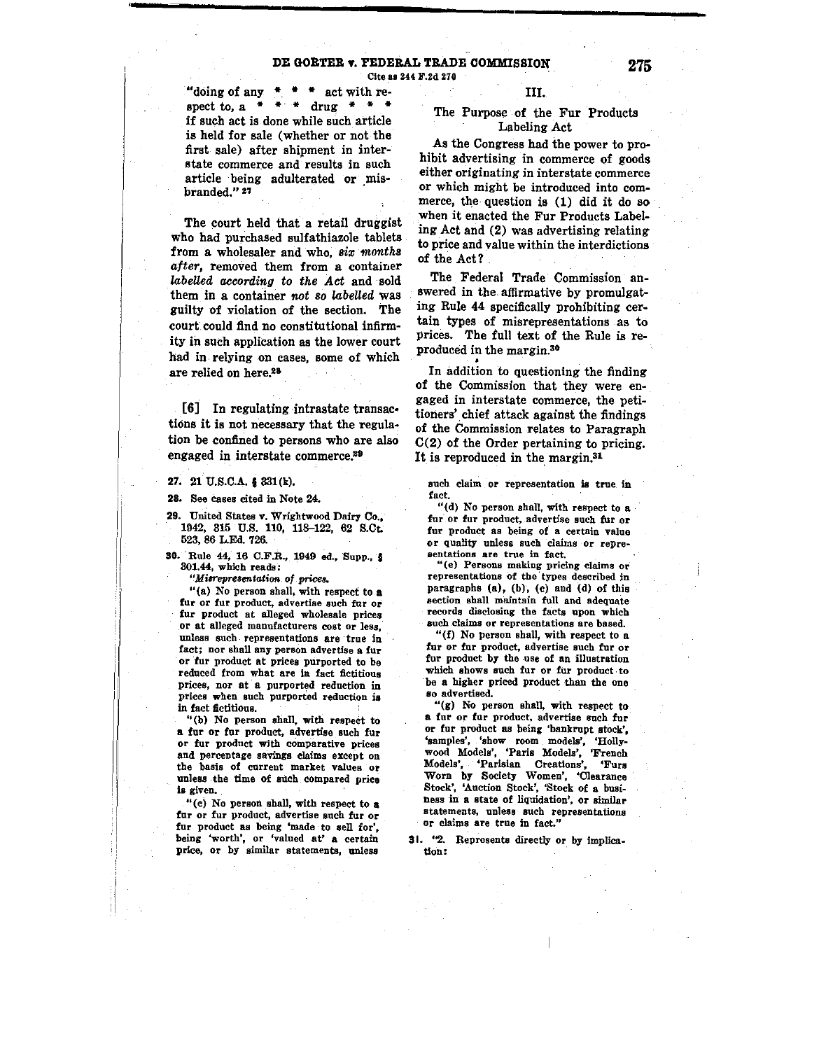"doing of any * * * act with respect to, a * * * drug * * * if such act is done while such article is held for sale (whether or not the first sale) after shipment in interstate commerce and results in such article being adulterated or misbranded." [27]

The court held that a retail druggist who had purchased sulfathiazole tablets from a wholesaler and who, *six months after*, removed them from a container *labelled according to the Act* and sold them in a container *not so labelled* was guilty of violation of the section. The court could find no constitutional infirmity in such application as the lower court had in relying on cases, some of which are relied on here.[28]

[6] In regulating intrastate transactions it is not necessary that the regulation be confined to persons who are also engaged in interstate commerce.[29]

## III.

### The Purpose of the Fur Products Labeling Act

As the Congress had the power to prohibit advertising in commerce of goods either originating in interstate commerce or which might be introduced into commerce, the question is (1) did it do so when it enacted the Fur Products Labeling Act and (2) was advertising relating to price and value within the interdictions of the Act?

The Federal Trade Commission answered in the affirmative by promulgating Rule 44 specifically prohibiting certain types of misrepresentations as to prices. The full text of the Rule is reproduced in the margin.[30]

In addition to questioning the finding of the Commission that they were engaged in interstate commerce, the petitioners' chief attack against the findings of the Commission relates to Paragraph C(2) of the Order pertaining to pricing. It is reproduced in the margin.[31]

---

27. 21 U.S.C.A. § 331(k).

28. See cases cited in Note 24.

29. United States v. Wrightwood Dairy Co., 1942, 315 U.S. 110, 118–122, 62 S.Ct. 523, 86 L.Ed. 726.

30. Rule 44, 16 C.F.R., 1949 ed., Supp., § 301.44, which reads:

*"Misrepresentation of prices.*

"(a) No person shall, with respect to a fur or fur product, advertise such fur or fur product at alleged wholesale prices or at alleged manufacturers cost or less, unless such representations are true in fact; nor shall any person advertise a fur or fur product at prices purported to be reduced from what are in fact fictitious prices, nor at a purported reduction in prices when such purported reduction is in fact fictitious.

"(b) No person shall, with respect to a fur or fur product, advertise such fur or fur product with comparative prices and percentage savings claims except on the basis of current market values or unless the time of such compared price is given.

"(c) No person shall, with respect to a fur or fur product, advertise such fur or fur product as being 'made to sell for', being 'worth', or 'valued at' a certain price, or by similar statements, unless such claim or representation is true in fact.

"(d) No person shall, with respect to a fur or fur product, advertise such fur or fur product as being of a certain value or quality unless such claims or representations are true in fact.

"(e) Persons making pricing claims or representations of the types described in paragraphs (a), (b), (c) and (d) of this section shall maintain full and adequate records disclosing the facts upon which such claims or representations are based.

"(f) No person shall, with respect to a fur or fur product, advertise such fur or fur product by the use of an illustration which shows such fur or fur product to be a higher priced product than the one so advertised.

"(g) No person shall, with respect to a fur or fur product, advertise such fur or fur product as being 'bankrupt stock', 'samples', 'show room models', 'Hollywood Models', 'Paris Models', 'French Models', 'Parisian Creations', 'Furs Worn by Society Women', 'Clearance Stock', 'Auction Stock', 'Stock of a business in a state of liquidation', or similar statements, unless such representations or claims are true in fact."

31. "2. Represents directly or by implication: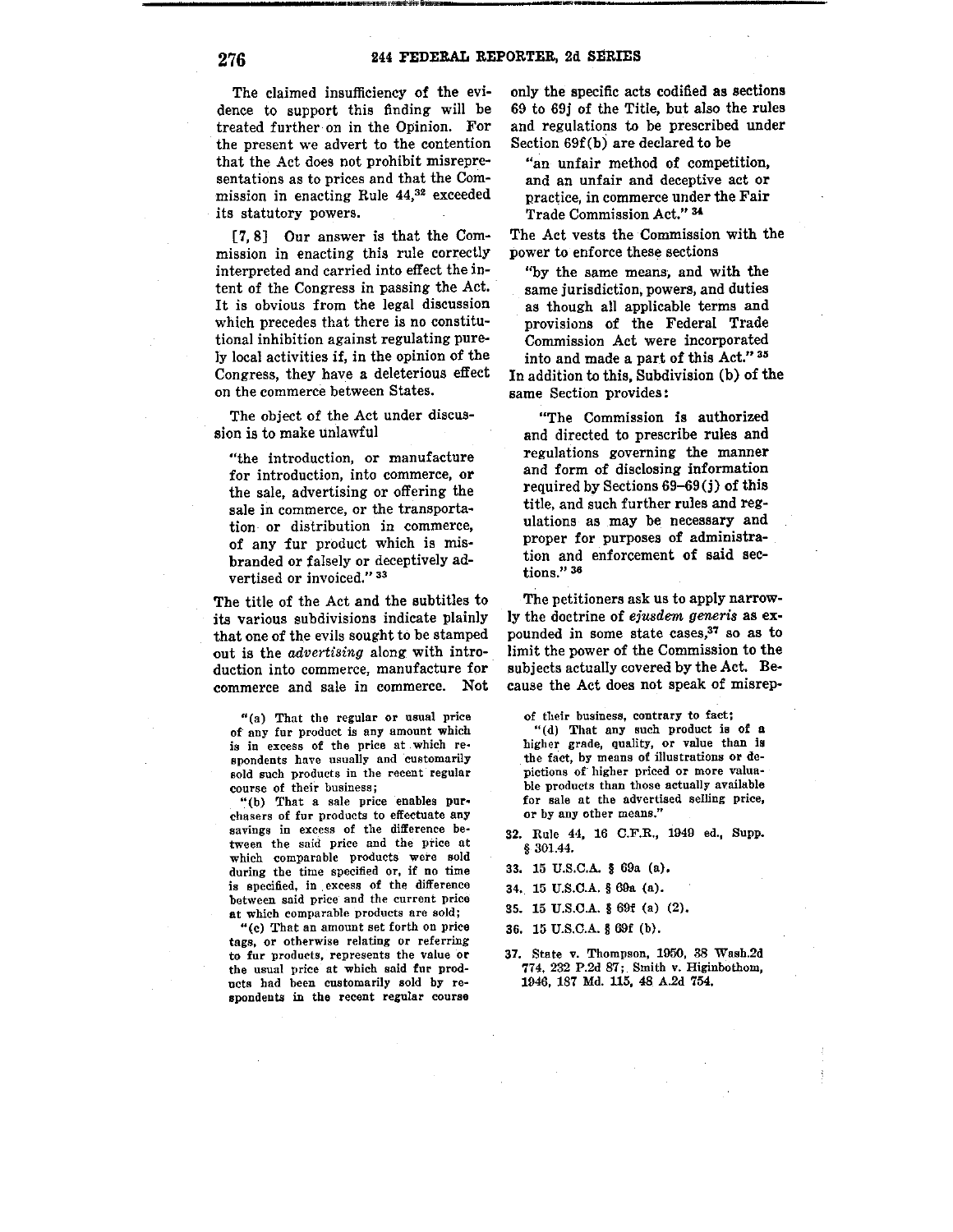The claimed insufficiency of the evidence to support this finding will be treated further on in the Opinion. For the present we advert to the contention that the Act does not prohibit misrepresentations as to prices and that the Commission in enacting Rule 44,[32] exceeded its statutory powers.

[7, 8] Our answer is that the Commission in enacting this rule correctly interpreted and carried into effect the intent of the Congress in passing the Act. It is obvious from the legal discussion which precedes that there is no constitutional inhibition against regulating purely local activities if, in the opinion of the Congress, they have a deleterious effect on the commerce between States.

The object of the Act under discussion is to make unlawful

> "the introduction, or manufacture for introduction, into commerce, or the sale, advertising or offering the sale in commerce, or the transportation or distribution in commerce, of any fur product which is misbranded or falsely or deceptively advertised or invoiced." [33]

The title of the Act and the subtitles to its various subdivisions indicate plainly that one of the evils sought to be stamped out is the *advertising* along with introduction into commerce, manufacture for commerce and sale in commerce. Not only the specific acts codified as sections 69 to 69j of the Title, but also the rules and regulations to be prescribed under Section 69f(b) are declared to be

> "an unfair method of competition, and an unfair and deceptive act or practice, in commerce under the Fair Trade Commission Act." [34]

The Act vests the Commission with the power to enforce these sections

> "by the same means, and with the same jurisdiction, powers, and duties as though all applicable terms and provisions of the Federal Trade Commission Act were incorporated into and made a part of this Act." [35]

In addition to this, Subdivision (b) of the same Section provides:

> "The Commission is authorized and directed to prescribe rules and regulations governing the manner and form of disclosing information required by Sections 69–69(j) of this title, and such further rules and regulations as may be necessary and proper for purposes of administration and enforcement of said sections." [36]

The petitioners ask us to apply narrowly the doctrine of *ejusdem generis* as expounded in some state cases,[37] so as to limit the power of the Commission to the subjects actually covered by the Act. Because the Act does not speak of misrep-

---

"(a) That the regular or usual price of any fur product is any amount which is in excess of the price at which respondents have usually and customarily sold such products in the recent regular course of their business;

"(b) That a sale price enables purchasers of fur products to effectuate any savings in excess of the difference between the said price and the price at which comparable products were sold during the time specified or, if no time is specified, in excess of the difference between said price and the current price at which comparable products are sold;

"(c) That an amount set forth on price tags, or otherwise relating or referring to fur products, represents the value or the usual price at which said fur products had been customarily sold by respondents in the recent regular course of their business, contrary to fact;

"(d) That any such product is of a higher grade, quality, or value than is the fact, by means of illustrations or depictions of higher priced or more valuable products than those actually available for sale at the advertised selling price, or by any other means."

32. Rule 44, 16 C.F.R., 1949 ed., Supp. § 301.44.

33. 15 U.S.C.A. § 69a (a).

34. 15 U.S.C.A. § 69a (a).

35. 15 U.S.C.A. § 69f (a) (2).

36. 15 U.S.C.A. § 69f (b).

37. State v. Thompson, 1950, 38 Wash.2d 774, 232 P.2d 87; Smith v. Higinbothom, 1946, 187 Md. 115, 48 A.2d 754.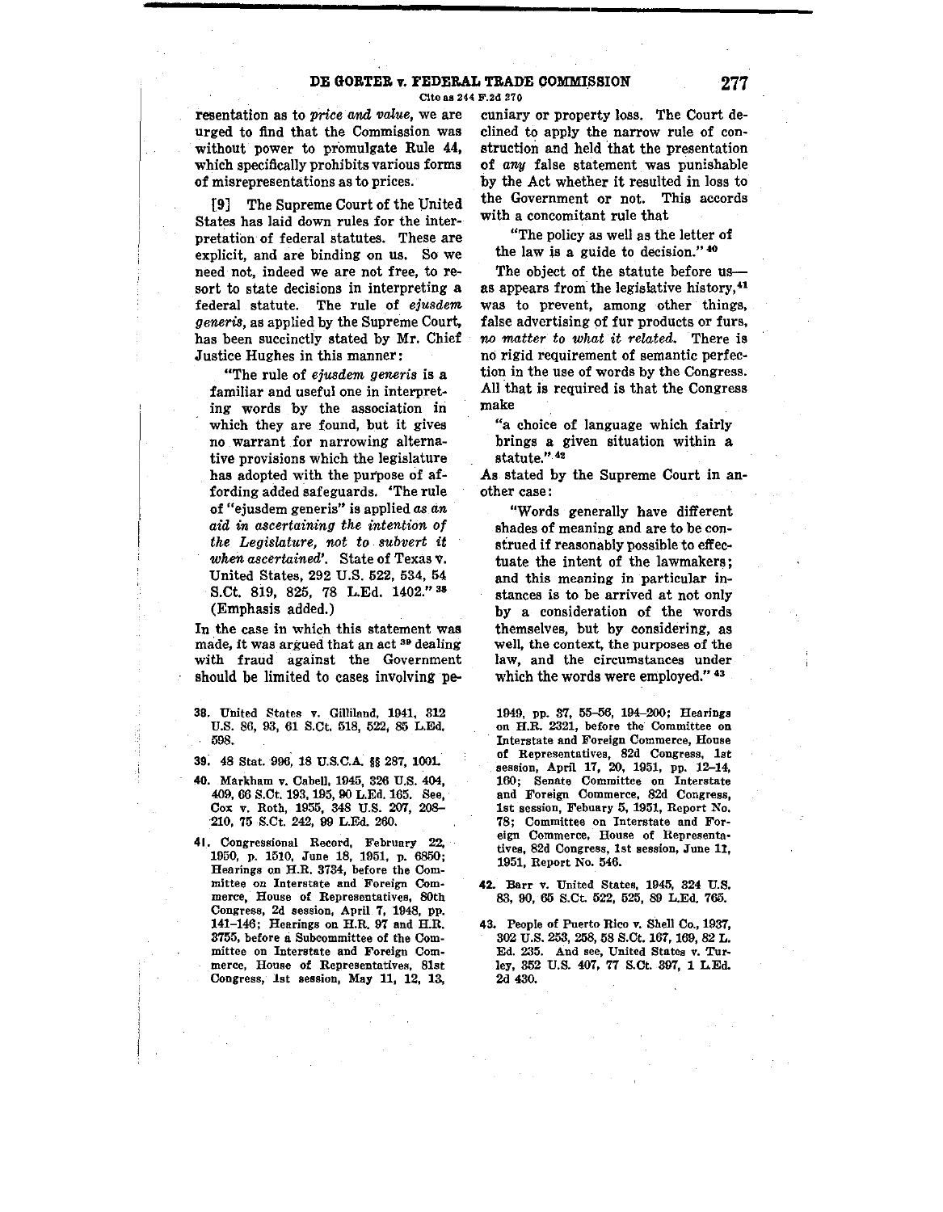resentation as to *price and value*, we are urged to find that the Commission was without power to promulgate Rule 44, which specifically prohibits various forms of misrepresentations as to prices.

[9] The Supreme Court of the United States has laid down rules for the interpretation of federal statutes. These are explicit, and are binding on us. So we need not, indeed we are not free, to resort to state decisions in interpreting a federal statute. The rule of *ejusdem generis*, as applied by the Supreme Court, has been succinctly stated by Mr. Chief Justice Hughes in this manner:

> "The rule of *ejusdem generis* is a familiar and useful one in interpreting words by the association in which they are found, but it gives no warrant for narrowing alternative provisions which the legislature has adopted with the purpose of affording added safeguards. 'The rule of "ejusdem generis" is applied *as an aid in ascertaining the intention of the Legislature, not to subvert it when ascertained*'. State of Texas v. United States, 292 U.S. 522, 534, 54 S.Ct. 819, 825, 78 L.Ed. 1402." [38] (Emphasis added.)

In the case in which this statement was made, it was argued that an act [39] dealing with fraud against the Government should be limited to cases involving pecuniary or property loss. The Court declined to apply the narrow rule of construction and held that the presentation of *any* false statement was punishable by the Act whether it resulted in loss to the Government or not. This accords with a concomitant rule that

> "The policy as well as the letter of the law is a guide to decision." [40]

The object of the statute before us—as appears from the legislative history,[41] was to prevent, among other things, false advertising of fur products or furs, *no matter to what it related.* There is no rigid requirement of semantic perfection in the use of words by the Congress. All that is required is that the Congress make

> "a choice of language which fairly brings a given situation within a statute." [42]

As stated by the Supreme Court in another case:

> "Words generally have different shades of meaning and are to be construed if reasonably possible to effectuate the intent of the lawmakers; and this meaning in particular instances is to be arrived at not only by a consideration of the words themselves, but by considering, as well, the context, the purposes of the law, and the circumstances under which the words were employed." [43]

38. United States v. Gilliland, 1941, 312 U.S. 86, 93, 61 S.Ct. 518, 522, 85 L.Ed. 598.

39. 48 Stat. 996, 18 U.S.C.A. §§ 287, 1001.

40. Markham v. Cabell, 1945, 326 U.S. 404, 409, 66 S.Ct. 193, 195, 90 L.Ed. 165. See, Cox v. Roth, 1955, 348 U.S. 207, 208–210, 75 S.Ct. 242, 99 L.Ed. 260.

41. Congressional Record, February 22, 1950, p. 1510, June 18, 1951, p. 6850; Hearings on H.R. 3734, before the Committee on Interstate and Foreign Commerce, House of Representatives, 80th Congress, 2d session, April 7, 1948, pp. 141–146; Hearings on H.R. 97 and H.R. 3755, before a Subcommittee of the Committee on Interstate and Foreign Commerce, House of Representatives, 81st Congress, 1st session, May 11, 12, 13, 1949, pp. 37, 55–56, 194–200; Hearings on H.R. 2321, before the Committee on Interstate and Foreign Commerce, House of Representatives, 82d Congress, 1st session, April 17, 20, 1951, pp. 12–14, 160; Senate Committee on Interstate and Foreign Commerce, 82d Congress, 1st session, Febuary 5, 1951, Report No. 78; Committee on Interstate and Foreign Commerce, House of Representatives, 82d Congress, 1st session, June 11, 1951, Report No. 546.

42. Barr v. United States, 1945, 324 U.S. 83, 90, 65 S.Ct. 522, 525, 89 L.Ed. 765.

43. People of Puerto Rico v. Shell Co., 1937, 302 U.S. 253, 258, 58 S.Ct. 167, 169, 82 L. Ed. 235. And see, United States v. Turley, 352 U.S. 407, 77 S.Ct. 397, 1 L.Ed. 2d 430.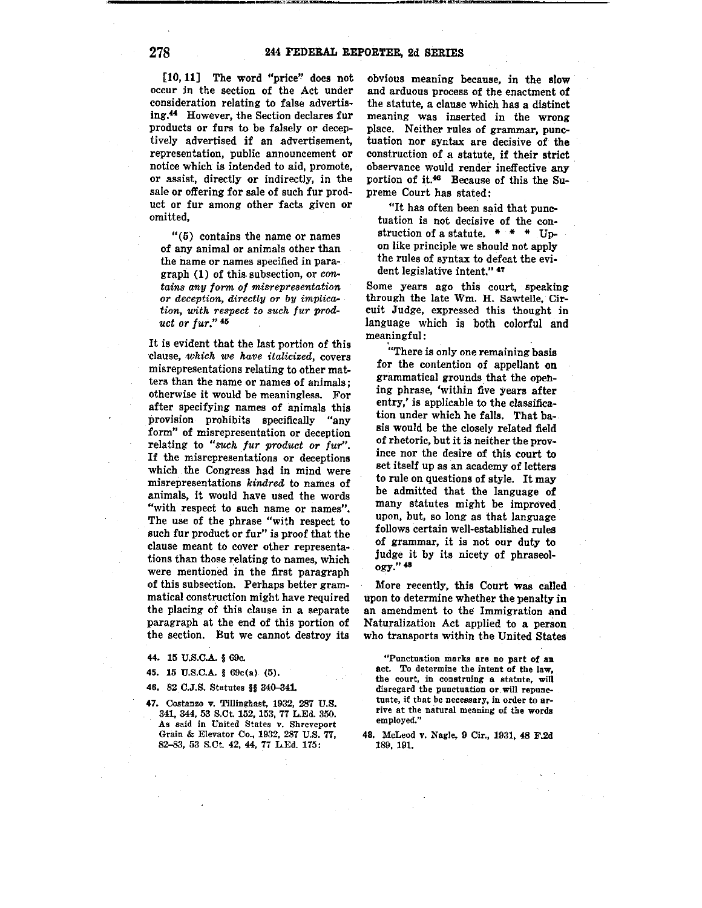[10, 11] The word "price" does not occur in the section of the Act under consideration relating to false advertising.[44] However, the Section declares fur products or furs to be falsely or deceptively advertised if an advertisement, representation, public announcement or notice which is intended to aid, promote, or assist, directly or indirectly, in the sale or offering for sale of such fur product or fur among other facts given or omitted,

> "(5) contains the name or names of any animal or animals other than the name or names specified in paragraph (1) of this subsection, or *contains any form of misrepresentation or deception, directly or by implication, with respect to such fur product or fur.*" [45]

It is evident that the last portion of this clause, *which we have italicized*, covers misrepresentations relating to other matters than the name or names of animals; otherwise it would be meaningless. For after specifying names of animals this provision prohibits specifically "any form" of misrepresentation or deception relating to *"such fur product or fur"*. If the misrepresentations or deceptions which the Congress had in mind were misrepresentations *kindred* to names of animals, it would have used the words "with respect to such name or names". The use of the phrase "with respect to such fur product or fur" is proof that the clause meant to cover other representations than those relating to names, which were mentioned in the first paragraph of this subsection. Perhaps better grammatical construction might have required the placing of this clause in a separate paragraph at the end of this portion of the section. But we cannot destroy its obvious meaning because, in the slow and arduous process of the enactment of the statute, a clause which has a distinct meaning was inserted in the wrong place. Neither rules of grammar, punctuation nor syntax are decisive of the construction of a statute, if their strict observance would render ineffective any portion of it.[46] Because of this the Supreme Court has stated:

> "It has often been said that punctuation is not decisive of the construction of a statute. \* \* \* Upon like principle we should not apply the rules of syntax to defeat the evident legislative intent." [47]

Some years ago this court, speaking through the late Wm. H. Sawtelle, Circuit Judge, expressed this thought in language which is both colorful and meaningful:

> "There is only one remaining basis for the contention of appellant on grammatical grounds that the opening phrase, 'within five years after entry,' is applicable to the classification under which he falls. That basis would be the closely related field of rhetoric, but it is neither the province nor the desire of this court to set itself up as an academy of letters to rule on questions of style. It may be admitted that the language of many statutes might be improved upon, but, so long as that language follows certain well-established rules of grammar, it is not our duty to judge it by its nicety of phraseology." [48]

More recently, this Court was called upon to determine whether the penalty in an amendment to the Immigration and Naturalization Act applied to a person who transports within the United States

---

44. 15 U.S.C.A. § 69c.

45. 15 U.S.C.A. § 69c(a) (5).

46. 82 C.J.S. Statutes §§ 340–341.

47. Costanzo v. Tillinghast, 1932, 287 U.S. 341, 344, 53 S.Ct. 152, 153, 77 L.Ed. 350. As said in United States v. Shreveport Grain & Elevator Co., 1932, 287 U.S. 77, 82–83, 53 S.Ct. 42, 44, 77 L.Ed. 175:

   "Punctuation marks are no part of an act. To determine the intent of the law, the court, in construing a statute, will disregard the punctuation or will repunctuate, if that be necessary, in order to arrive at the natural meaning of the words employed."

48. McLeod v. Nagle, 9 Cir., 1931, 48 F.2d 189, 191.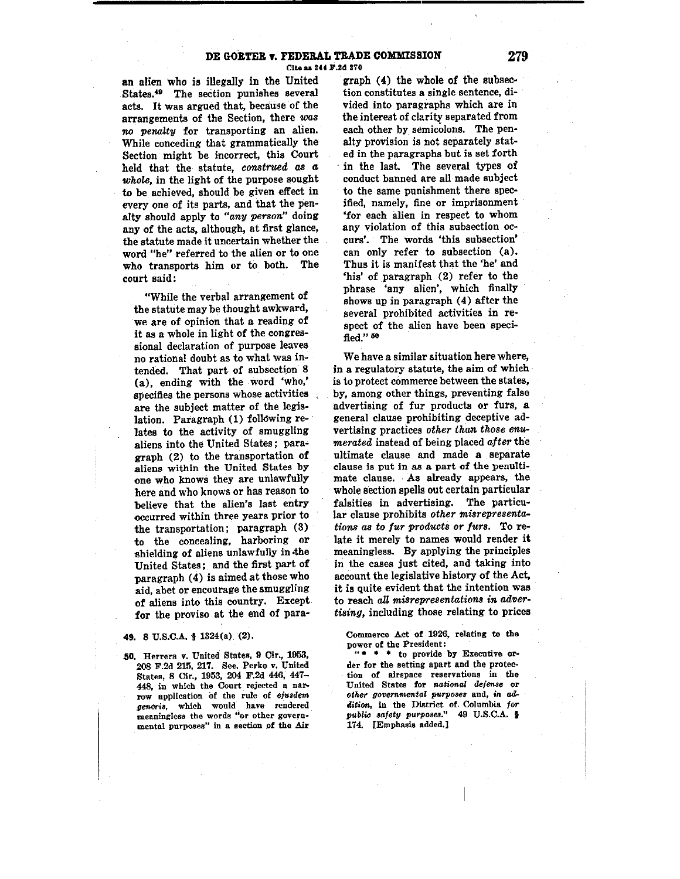an alien who is illegally in the United States.[49] The section punishes several acts. It was argued that, because of the arrangements of the Section, there *was no penalty* for transporting an alien. While conceding that grammatically the Section might be incorrect, this Court held that the statute, *construed as a whole*, in the light of the purpose sought to be achieved, should be given effect in every one of its parts, and that the penalty should apply to *"any person"* doing any of the acts, although, at first glance, the statute made it uncertain whether the word "he" referred to the alien or to one who transports him or to both. The court said:

> "While the verbal arrangement of the statute may be thought awkward, we are of opinion that a reading of it as a whole in light of the congressional declaration of purpose leaves no rational doubt as to what was intended. That part of subsection 8 (a), ending with the word 'who,' specifies the persons whose activities are the subject matter of the legislation. Paragraph (1) following relates to the activity of smuggling aliens into the United States; paragraph (2) to the transportation of aliens within the United States by one who knows they are unlawfully here and who knows or has reason to believe that the alien's last entry occurred within three years prior to the transportation; paragraph (3) to the concealing, harboring or shielding of aliens unlawfully in the United States; and the first part of paragraph (4) is aimed at those who aid, abet or encourage the smuggling of aliens into this country. Except for the proviso at the end of paragraph (4) the whole of the subsection constitutes a single sentence, divided into paragraphs which are in the interest of clarity separated from each other by semicolons. The penalty provision is not separately stated in the paragraphs but is set forth in the last. The several types of conduct banned are all made subject to the same punishment there specified, namely, fine or imprisonment 'for each alien in respect to whom any violation of this subsection occurs'. The words 'this subsection' can only refer to subsection (a). Thus it is manifest that the 'he' and 'his' of paragraph (2) refer to the phrase 'any alien', which finally shows up in paragraph (4) after the several prohibited activities in respect of the alien have been specified." [50]

We have a similar situation here where, in a regulatory statute, the aim of which is to protect commerce between the states, by, among other things, preventing false advertising of fur products or furs, a general clause prohibiting deceptive advertising practices *other than those enumerated* instead of being placed *after* the ultimate clause and made a separate clause is put in as a part of the penultimate clause. As already appears, the whole section spells out certain particular falsities in advertising. The particular clause prohibits *other misrepresentations as to fur products or furs*. To relate it merely to names would render it meaningless. By applying the principles in the cases just cited, and taking into account the legislative history of the Act, it is quite evident that the intention was to reach *all misrepresentations in advertising*, including those relating to prices

49. 8 U.S.C.A. § 1324(a) (2).

50. Herrera v. United States, 9 Cir., 1953, 208 F.2d 215, 217. See, Perko v. United States, 8 Cir., 1953, 204 F.2d 446, 447–448, in which the Court rejected a narrow application of the rule of *ejusdem generis*, which would have rendered meaningless the words "or other governmental purposes" in a section of the Air Commerce Act of 1926, relating to the power of the President:

"* * * to provide by Executive order for the setting apart and the protection of airspace reservations in the United States for *national defense* or *other governmental purposes* and, *in addition*, in the District of Columbia *for public safety purposes*." 49 U.S.C.A. § 174. [Emphasis added.]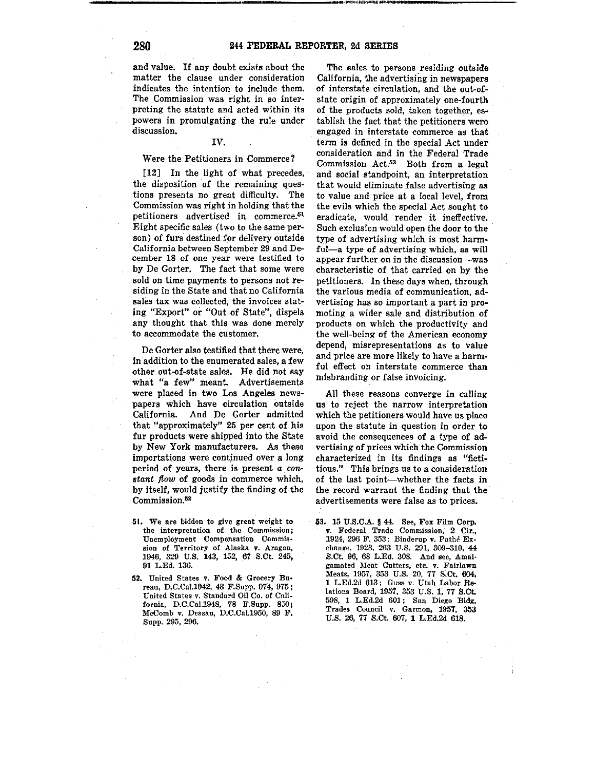and value. If any doubt exists about the matter the clause under consideration indicates the intention to include them. The Commission was right in so interpreting the statute and acted within its powers in promulgating the rule under discussion.

## IV.

### Were the Petitioners in Commerce?

[12] In the light of what precedes, the disposition of the remaining questions presents no great difficulty. The Commission was right in holding that the petitioners advertised in commerce.[51] Eight specific sales (two to the same person) of furs destined for delivery outside California between September 29 and December 18 of one year were testified to by De Gorter. The fact that some were sold on time payments to persons not residing in the State and that no California sales tax was collected, the invoices stating "Export" or "Out of State", dispels any thought that this was done merely to accommodate the customer.

De Gorter also testified that there were, in addition to the enumerated sales, a few other out-of-state sales. He did not say what "a few" meant. Advertisements were placed in two Los Angeles newspapers which have circulation outside California. And De Gorter admitted that "approximately" 25 per cent of his fur products were shipped into the State by New York manufacturers. As these importations were continued over a long period of years, there is present *a constant flow* of goods in commerce which, by itself, would justify the finding of the Commission.[52]

The sales to persons residing outside California, the advertising in newspapers of interstate circulation, and the out-of-state origin of approximately one-fourth of the products sold, taken together, establish the fact that the petitioners were engaged in interstate commerce as that term is defined in the special Act under consideration and in the Federal Trade Commission Act.[53] Both from a legal and social standpoint, an interpretation that would eliminate false advertising as to value and price at a local level, from the evils which the special Act sought to eradicate, would render it ineffective. Such exclusion would open the door to the type of advertising which is most harmful—a type of advertising which, as will appear further on in the discussion—was characteristic of that carried on by the petitioners. In these days when, through the various media of communication, advertising has so important a part in promoting a wider sale and distribution of products on which the productivity and the well-being of the American economy depend, misrepresentations as to value and price are more likely to have a harmful effect on interstate commerce than misbranding or false invoicing.

All these reasons converge in calling us to reject the narrow interpretation which the petitioners would have us place upon the statute in question in order to avoid the consequences of a type of advertising of prices which the Commission characterized in its findings as "fictitious." This brings us to a consideration of the last point—whether the facts in the record warrant the finding that the advertisements were false as to prices.

---

51. We are bidden to give great weight to the interpretation of the Commission; Unemployment Compensation Commission of Territory of Alaska v. Aragan, 1946, 329 U.S. 143, 152, 67 S.Ct. 245, 91 L.Ed. 136.

52. United States v. Food & Grocery Bureau, D.C.Cal.1942, 43 F.Supp. 974, 975; United States v. Standard Oil Co. of California, D.C.Cal.1948, 78 F.Supp. 850; McComb v. Dessau, D.C.Cal.1950, 89 F.Supp. 295, 296.

53. 15 U.S.C.A. § 44. See, Fox Film Corp. v. Federal Trade Commission, 2 Cir., 1924, 296 F. 353; Binderup v. Pathé Exchange, 1923, 263 U.S. 291, 309–310, 44 S.Ct. 96, 68 L.Ed. 308. And see, Amalgamated Meat Cutters, etc. v. Fairlawn Meats, 1957, 353 U.S. 20, 77 S.Ct. 604, 1 L.Ed.2d 613; Guss v. Utah Labor Relations Board, 1957, 353 U.S. 1, 77 S.Ct. 598, 1 L.Ed.2d 601; San Diego Bldg. Trades Council v. Garmon, 1957, 353 U.S. 26, 77 S.Ct. 607, 1 L.Ed.2d 618.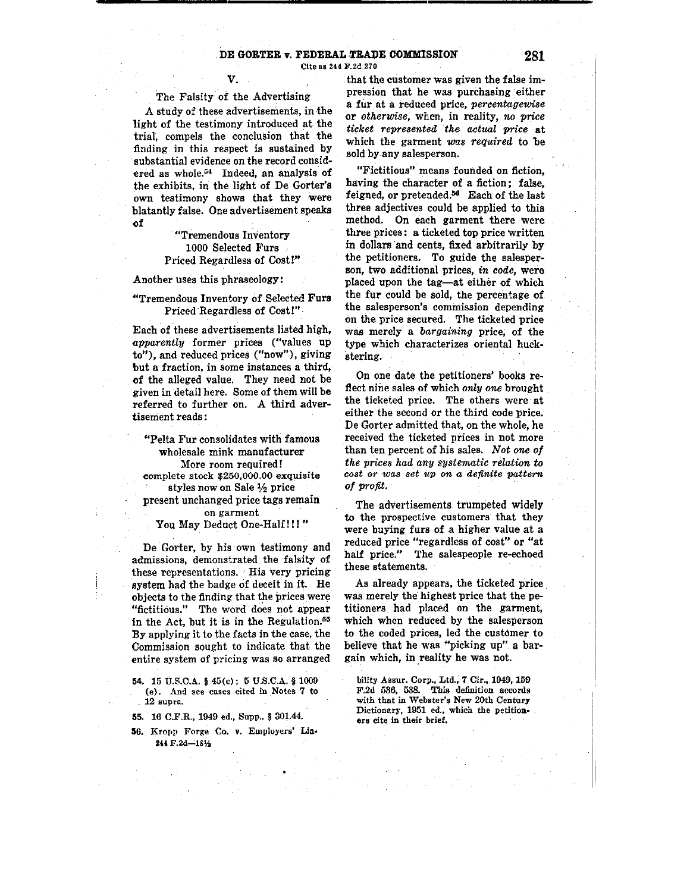## V.

### The Falsity of the Advertising

A study of these advertisements, in the light of the testimony introduced at the trial, compels the conclusion that the finding in this respect is sustained by substantial evidence on the record considered as whole.[54] Indeed, an analysis of the exhibits, in the light of De Gorter's own testimony shows that they were blatantly false. One advertisement speaks of

> "Tremendous Inventory
> 1000 Selected Furs
> Priced Regardless of Cost!"

Another uses this phraseology:

> "Tremendous Inventory of Selected Furs
> Priced Regardless of Cost!"

Each of these advertisements listed high, *apparently* former prices ("values up to"), and reduced prices ("now"), giving but a fraction, in some instances a third, of the alleged value. They need not be given in detail here. Some of them will be referred to further on. A third advertisement reads:

> "Pelta Fur consolidates with famous
> wholesale mink manufacturer
> More room required!
> complete stock $250,000.00 exquisite
> styles now on Sale ½ price
> present unchanged price tags remain
> on garment
> You May Deduct One-Half!!!"

De Gorter, by his own testimony and admissions, demonstrated the falsity of these representations. His very pricing system had the badge of deceit in it. He objects to the finding that the prices were "fictitious." The word does not appear in the Act, but it is in the Regulation.[55] By applying it to the facts in the case, the Commission sought to indicate that the entire system of pricing was so arranged that the customer was given the false impression that he was purchasing either a fur at a reduced price, *percentagewise* or *otherwise*, when, in reality, *no price ticket represented the actual price* at which the garment *was required* to be sold by any salesperson.

"Fictitious" means founded on fiction, having the character of a fiction; false, feigned, or pretended.[56] Each of the last three adjectives could be applied to this method. On each garment there were three prices: a ticketed top price written in dollars and cents, fixed arbitrarily by the petitioners. To guide the salesperson, two additional prices, *in code*, were placed upon the tag—at either of which the fur could be sold, the percentage of the salesperson's commission depending on the price secured. The ticketed price was merely a *bargaining* price, of the type which characterizes oriental huckstering.

On one date the petitioners' books reflect nine sales of which *only one* brought the ticketed price. The others were at either the second or the third code price. De Gorter admitted that, on the whole, he received the ticketed prices in not more than ten percent of his sales. *Not one of the prices had any systematic relation to cost or was set up on a definite pattern of profit.*

The advertisements trumpeted widely to the prospective customers that they were buying furs of a higher value at a reduced price "regardless of cost" or "at half price." The salespeople re-echoed these statements.

As already appears, the ticketed price was merely the highest price that the petitioners had placed on the garment, which when reduced by the salesperson to the coded prices, led the customer to believe that he was "picking up" a bargain which, in reality he was not.

---

54. 15 U.S.C.A. § 45(c); 5 U.S.C.A. § 1009 (e). And see cases cited in Notes 7 to 12 supra.

55. 16 C.F.R., 1949 ed., Supp., § 301.44.

56. Kropp Forge Co. v. Employers' Liability Assur. Corp., Ltd., 7 Cir., 1949, 159 F.2d 536, 538. This definition accords with that in Webster's New 20th Century Dictionary, 1951 ed., which the petitioners cite in their brief.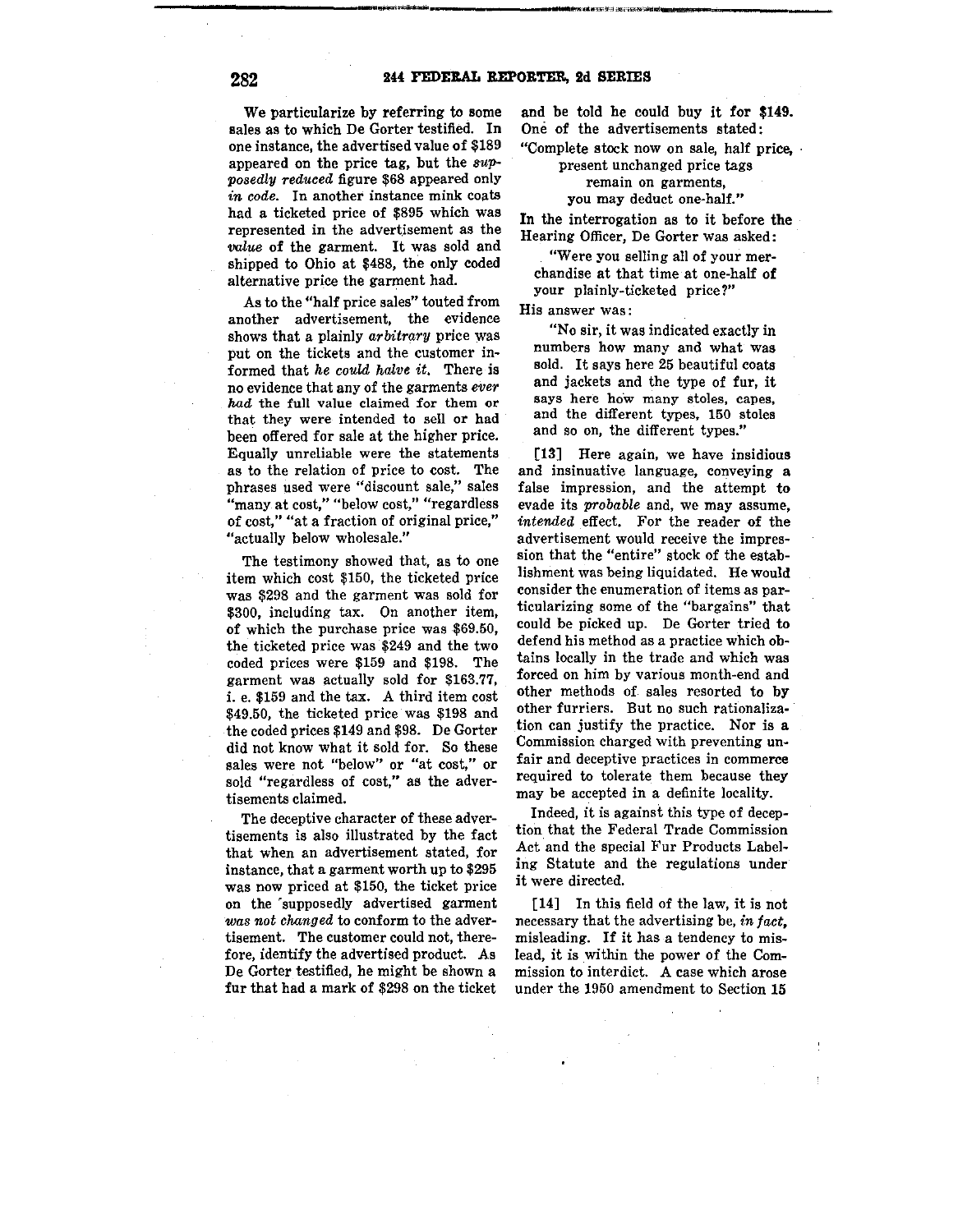We particularize by referring to some sales as to which De Gorter testified. In one instance, the advertised value of $189 appeared on the price tag, but the *supposedly reduced* figure $68 appeared only *in code*. In another instance mink coats had a ticketed price of $895 which was represented in the advertisement as the *value* of the garment. It was sold and shipped to Ohio at $488, the only coded alternative price the garment had.

As to the "half price sales" touted from another advertisement, the evidence shows that a plainly *arbitrary* price was put on the tickets and the customer informed that *he could halve it*. There is no evidence that any of the garments *ever had* the full value claimed for them or that they were intended to sell or had been offered for sale at the higher price. Equally unreliable were the statements as to the relation of price to cost. The phrases used were "discount sale," sales "many at cost," "below cost," "regardless of cost," "at a fraction of original price," "actually below wholesale."

The testimony showed that, as to one item which cost $150, the ticketed price was $298 and the garment was sold for $300, including tax. On another item, of which the purchase price was $69.50, the ticketed price was $249 and the two coded prices were $159 and $198. The garment was actually sold for $163.77, i. e. $159 and the tax. A third item cost $49.50, the ticketed price was $198 and the coded prices $149 and $98. De Gorter did not know what it sold for. So these sales were not "below" or "at cost," or sold "regardless of cost," as the advertisements claimed.

The deceptive character of these advertisements is also illustrated by the fact that when an advertisement stated, for instance, that a garment worth up to $295 was now priced at $150, the ticket price on the supposedly advertised garment *was not changed* to conform to the advertisement. The customer could not, therefore, identify the advertised product. As De Gorter testified, he might be shown a fur that had a mark of $298 on the ticket and be told he could buy it for $149. One of the advertisements stated:

"Complete stock now on sale, half price,
present unchanged price tags
remain on garments,
you may deduct one-half."

In the interrogation as to it before the Hearing Officer, De Gorter was asked:

> "Were you selling all of your merchandise at that time at one-half of your plainly-ticketed price?"

His answer was:

> "No sir, it was indicated exactly in numbers how many and what was sold. It says here 25 beautiful coats and jackets and the type of fur, it says here how many stoles, capes, and the different types, 150 stoles and so on, the different types."

[13] Here again, we have insidious and insinuative language, conveying a false impression, and the attempt to evade its *probable* and, we may assume, *intended* effect. For the reader of the advertisement would receive the impression that the "entire" stock of the establishment was being liquidated. He would consider the enumeration of items as particularizing some of the "bargains" that could be picked up. De Gorter tried to defend his method as a practice which obtains locally in the trade and which was forced on him by various month-end and other methods of sales resorted to by other furriers. But no such rationalization can justify the practice. Nor is a Commission charged with preventing unfair and deceptive practices in commerce required to tolerate them because they may be accepted in a definite locality.

Indeed, it is against this type of deception that the Federal Trade Commission Act and the special Fur Products Labeling Statute and the regulations under it were directed.

[14] In this field of the law, it is not necessary that the advertising be, *in fact*, misleading. If it has a tendency to mislead, it is within the power of the Commission to interdict. A case which arose under the 1950 amendment to Section 15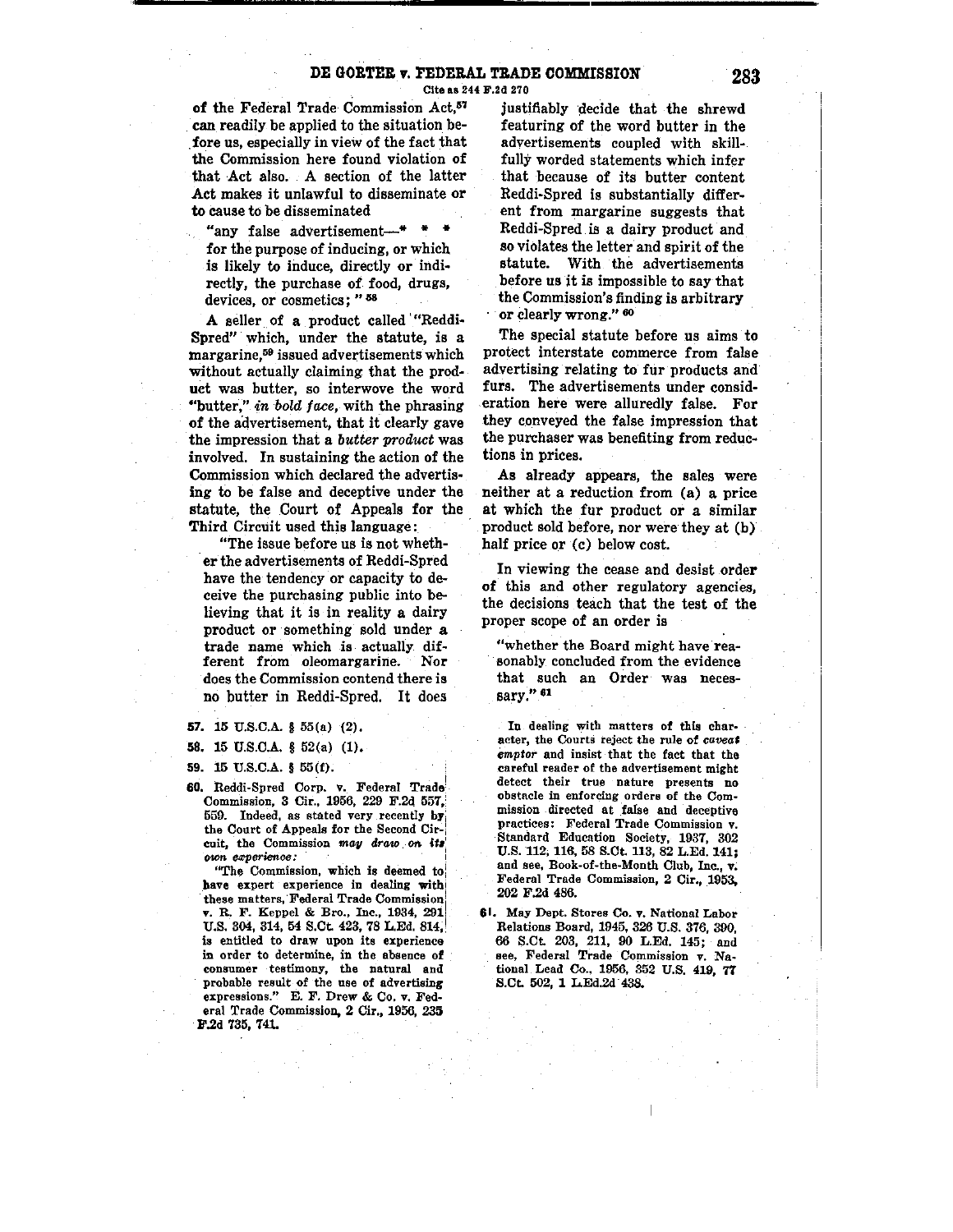of the Federal Trade Commission Act,[57] can readily be applied to the situation before us, especially in view of the fact that the Commission here found violation of that Act also. A section of the latter Act makes it unlawful to disseminate or to cause to be disseminated

> "any false advertisement—* * * for the purpose of inducing, or which is likely to induce, directly or indirectly, the purchase of food, drugs, devices, or cosmetics; "[58]

A seller of a product called "Reddi-Spred" which, under the statute, is a margarine,[59] issued advertisements which without actually claiming that the product was butter, so interwove the word "butter," *in bold face*, with the phrasing of the advertisement, that it clearly gave the impression that a *butter product* was involved. In sustaining the action of the Commission which declared the advertising to be false and deceptive under the statute, the Court of Appeals for the Third Circuit used this language:

> "The issue before us is not whether the advertisements of Reddi-Spred have the tendency or capacity to deceive the purchasing public into believing that it is in reality a dairy product or something sold under a trade name which is actually different from oleomargarine. Nor does the Commission contend there is no butter in Reddi-Spred. It does justifiably decide that the shrewd featuring of the word butter in the advertisements coupled with skillfully worded statements which infer that because of its butter content Reddi-Spred is substantially different from margarine suggests that Reddi-Spred is a dairy product and so violates the letter and spirit of the statute. With the advertisements before us it is impossible to say that the Commission's finding is arbitrary or clearly wrong."[60]

The special statute before us aims to protect interstate commerce from false advertising relating to fur products and furs. The advertisements under consideration here were alluredly false. For they conveyed the false impression that the purchaser was benefiting from reductions in prices.

As already appears, the sales were neither at a reduction from (a) a price at which the fur product or a similar product sold before, nor were they at (b) half price or (c) below cost.

In viewing the cease and desist order of this and other regulatory agencies, the decisions teach that the test of the proper scope of an order is

> "whether the Board might have reasonably concluded from the evidence that such an Order was necessary."[61]

---

57. 15 U.S.C.A. § 55(a) (2).

58. 15 U.S.C.A. § 52(a) (1).

59. 15 U.S.C.A. § 55(f).

60. Reddi-Spred Corp. v. Federal Trade Commission, 3 Cir., 1956, 229 F.2d 557, 559. Indeed, as stated very recently by the Court of Appeals for the Second Circuit, the Commission *may draw on its own experience:*

"The Commission, which is deemed to have expert experience in dealing with these matters, Federal Trade Commission v. R. F. Keppel & Bro., Inc., 1934, 291 U.S. 304, 314, 54 S.Ct. 423, 78 L.Ed. 814, is entitled to draw upon its experience in order to determine, in the absence of consumer testimony, the natural and probable result of the use of advertising expressions." E. F. Drew & Co. v. Federal Trade Commission, 2 Cir., 1956, 235 F.2d 735, 741.

In dealing with matters of this character, the Courts reject the rule of *caveat emptor* and insist that the fact that the careful reader of the advertisement might detect their true nature presents no obstacle in enforcing orders of the Commission directed at false and deceptive practices: Federal Trade Commission v. Standard Education Society, 1937, 302 U.S. 112, 116, 58 S.Ct. 113, 82 L.Ed. 141; and see, Book-of-the-Month Club, Inc., v. Federal Trade Commission, 2 Cir., 1953, 202 F.2d 486.

61. May Dept. Stores Co. v. National Labor Relations Board, 1945, 326 U.S. 376, 390, 66 S.Ct. 203, 211, 90 L.Ed. 145; and see, Federal Trade Commission v. National Lead Co., 1956, 352 U.S. 419, 77 S.Ct. 502, 1 L.Ed.2d 438.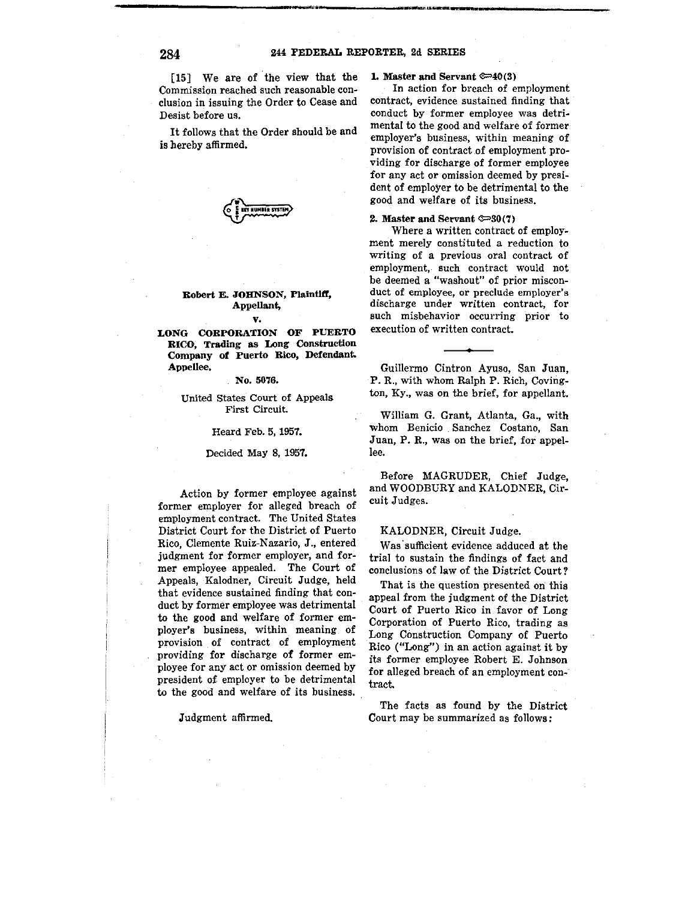[15] We are of the view that the Commission reached such reasonable conclusion in issuing the Order to Cease and Desist before us.

It follows that the Order should be and is hereby affirmed.

**Robert E. JOHNSON, Plaintiff, Appellant,**

**v.**

**LONG CORPORATION OF PUERTO RICO, Trading as Long Construction Company of Puerto Rico, Defendant, Appellee.**

No. 5076.

United States Court of Appeals First Circuit.

Heard Feb. 5, 1957.

Decided May 8, 1957.

Action by former employee against former employer for alleged breach of employment contract. The United States District Court for the District of Puerto Rico, Clemente Ruiz-Nazario, J., entered judgment for former employer, and former employee appealed. The Court of Appeals, Kalodner, Circuit Judge, held that evidence sustained finding that conduct by former employee was detrimental to the good and welfare of former employer's business, within meaning of provision of contract of employment providing for discharge of former employee for any act or omission deemed by president of employer to be detrimental to the good and welfare of its business.

Judgment affirmed.

**1. Master and Servant ⇨40(3)**

In action for breach of employment contract, evidence sustained finding that conduct by former employee was detrimental to the good and welfare of former employer's business, within meaning of provision of contract of employment providing for discharge of former employee for any act or omission deemed by president of employer to be detrimental to the good and welfare of its business.

**2. Master and Servant ⇨30(7)**

Where a written contract of employment merely constituted a reduction to writing of a previous oral contract of employment, such contract would not be deemed a "washout" of prior misconduct of employee, or preclude employer's discharge under written contract, for such misbehavior occurring prior to execution of written contract.

Guillermo Cintron Ayuso, San Juan, P. R., with whom Ralph P. Rich, Covington, Ky., was on the brief, for appellant.

William G. Grant, Atlanta, Ga., with whom Benicio Sanchez Costano, San Juan, P. R., was on the brief, for appellee.

Before MAGRUDER, Chief Judge, and WOODBURY and KALODNER, Circuit Judges.

KALODNER, Circuit Judge.

Was sufficient evidence adduced at the trial to sustain the findings of fact and conclusions of law of the District Court?

That is the question presented on this appeal from the judgment of the District Court of Puerto Rico in favor of Long Corporation of Puerto Rico, trading as Long Construction Company of Puerto Rico ("Long") in an action against it by its former employee Robert E. Johnson for alleged breach of an employment contract.

The facts as found by the District Court may be summarized as follows: